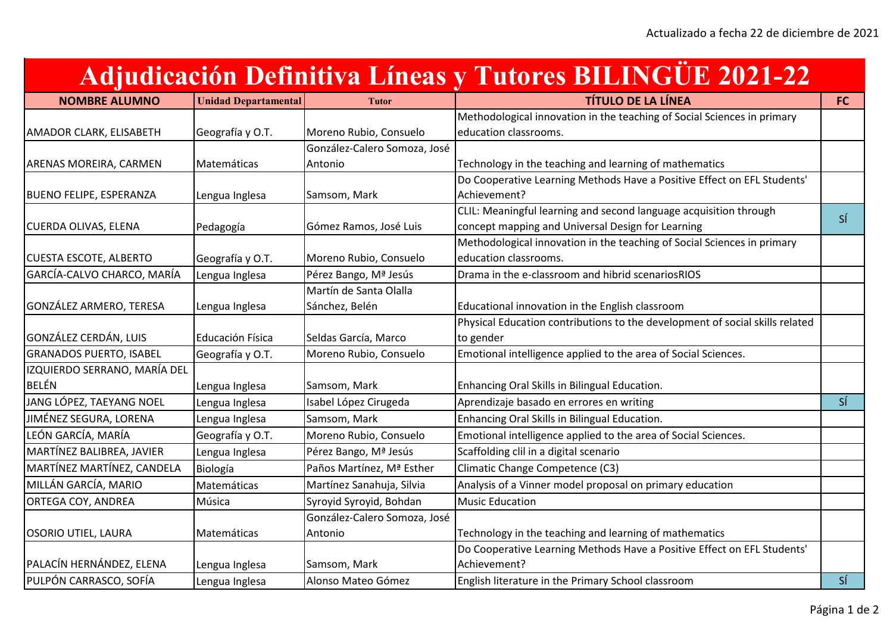Actualizado a fecha 22 de diciembre de 2021

# Adjudicación Definitiva Líneas y Tutores BILINGÜE 2021-22

| NOMBRE ALUMNO | Unidad Departamental | Tutor | TÍTULO DE LA LÍNEA | FC |
|---|---|---|---|---|
| AMADOR CLARK, ELISABETH | Geografía y O.T. | Moreno Rubio, Consuelo | Methodological innovation in the teaching of Social Sciences in primary education classrooms. | |
| ARENAS MOREIRA, CARMEN | Matemáticas | González-Calero Somoza, José Antonio | Technology in the teaching and learning of mathematics | |
| BUENO FELIPE, ESPERANZA | Lengua Inglesa | Samsom, Mark | Do Cooperative Learning Methods Have a Positive Effect on EFL Students' Achievement? | |
| CUERDA OLIVAS, ELENA | Pedagogía | Gómez Ramos, José Luis | CLIL: Meaningful learning and second language acquisition through concept mapping and Universal Design for Learning | SÍ |
| CUESTA ESCOTE, ALBERTO | Geografía y O.T. | Moreno Rubio, Consuelo | Methodological innovation in the teaching of Social Sciences in primary education classrooms. | |
| GARCÍA-CALVO CHARCO, MARÍA | Lengua Inglesa | Pérez Bango, Mª Jesús | Drama in the e-classroom and hibrid scenariosRIOS | |
| GONZÁLEZ ARMERO, TERESA | Lengua Inglesa | Martín de Santa Olalla Sánchez, Belén | Educational innovation in the English classroom | |
| GONZÁLEZ CERDÁN, LUIS | Educación Física | Seldas García, Marco | Physical Education contributions to the development of social skills related to gender | |
| GRANADOS PUERTO, ISABEL | Geografía y O.T. | Moreno Rubio, Consuelo | Emotional intelligence applied to the area of Social Sciences. | |
| IZQUIERDO SERRANO, MARÍA DEL BELÉN | Lengua Inglesa | Samsom, Mark | Enhancing Oral Skills in Bilingual Education. | |
| JANG LÓPEZ, TAEYANG NOEL | Lengua Inglesa | Isabel López Cirugeda | Aprendizaje basado en errores en writing | SÍ |
| JIMÉNEZ SEGURA, LORENA | Lengua Inglesa | Samsom, Mark | Enhancing Oral Skills in Bilingual Education. | |
| LEÓN GARCÍA, MARÍA | Geografía y O.T. | Moreno Rubio, Consuelo | Emotional intelligence applied to the area of Social Sciences. | |
| MARTÍNEZ BALIBREA, JAVIER | Lengua Inglesa | Pérez Bango, Mª Jesús | Scaffolding clil in a digital scenario | |
| MARTÍNEZ MARTÍNEZ, CANDELA | Biología | Paños Martínez, Mª Esther | Climatic Change Competence (C3) | |
| MILLÁN GARCÍA, MARIO | Matemáticas | Martínez Sanahuja, Silvia | Analysis of a Vinner model proposal on primary education | |
| ORTEGA COY, ANDREA | Música | Syroyid Syroyid, Bohdan | Music Education | |
| OSORIO UTIEL, LAURA | Matemáticas | González-Calero Somoza, José Antonio | Technology in the teaching and learning of mathematics | |
| PALACÍN HERNÁNDEZ, ELENA | Lengua Inglesa | Samsom, Mark | Do Cooperative Learning Methods Have a Positive Effect on EFL Students' Achievement? | |
| PULPÓN CARRASCO, SOFÍA | Lengua Inglesa | Alonso Mateo Gómez | English literature in the Primary School classroom | SÍ |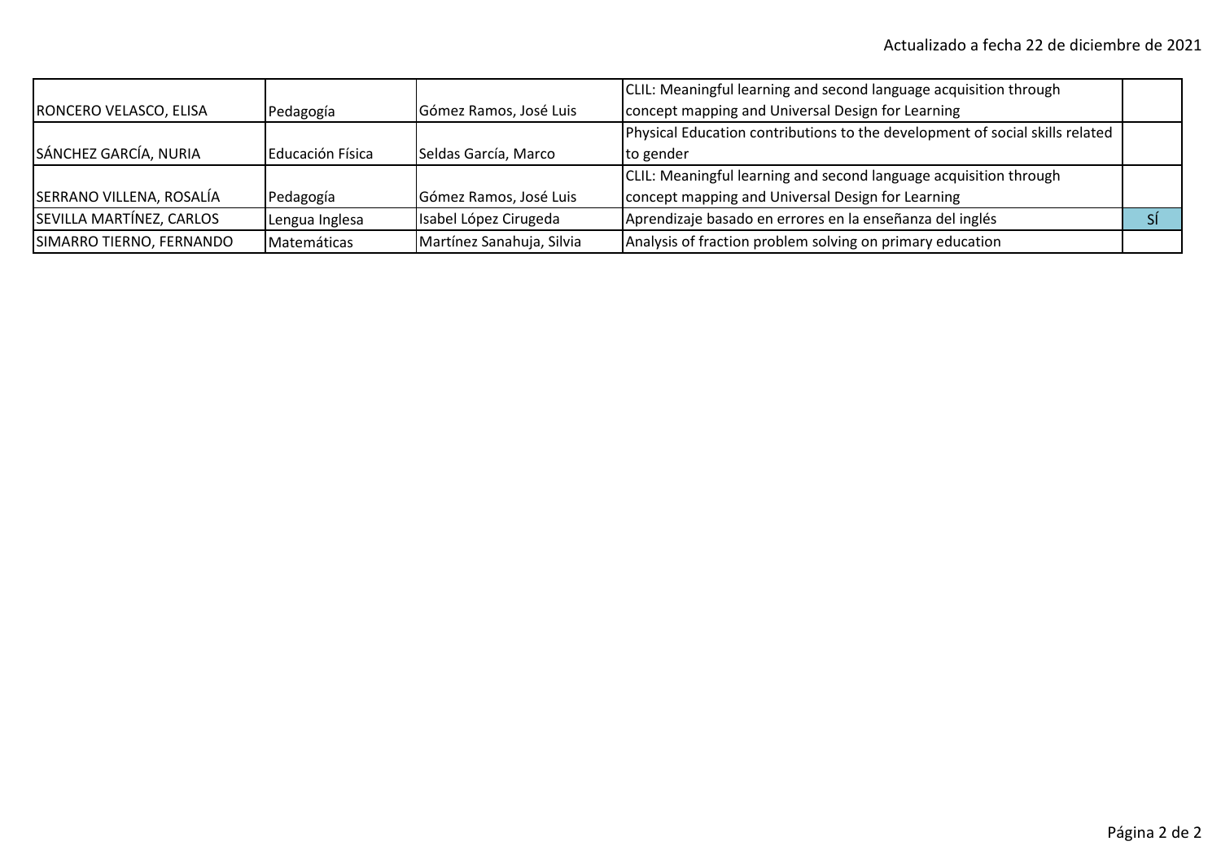Actualizado a fecha 22 de diciembre de 2021

| | | | | |
|---|---|---|---|---|
| RONCERO VELASCO, ELISA | Pedagogía | Gómez Ramos, José Luis | CLIL: Meaningful learning and second language acquisition through concept mapping and Universal Design for Learning | |
| SÁNCHEZ GARCÍA, NURIA | Educación Física | Seldas García, Marco | Physical Education contributions to the development of social skills related to gender | |
| SERRANO VILLENA, ROSALÍA | Pedagogía | Gómez Ramos, José Luis | CLIL: Meaningful learning and second language acquisition through concept mapping and Universal Design for Learning | |
| SEVILLA MARTÍNEZ, CARLOS | Lengua Inglesa | Isabel López Cirugeda | Aprendizaje basado en errores en la enseñanza del inglés | SÍ |
| SIMARRO TIERNO, FERNANDO | Matemáticas | Martínez Sanahuja, Silvia | Analysis of fraction problem solving on primary education | |